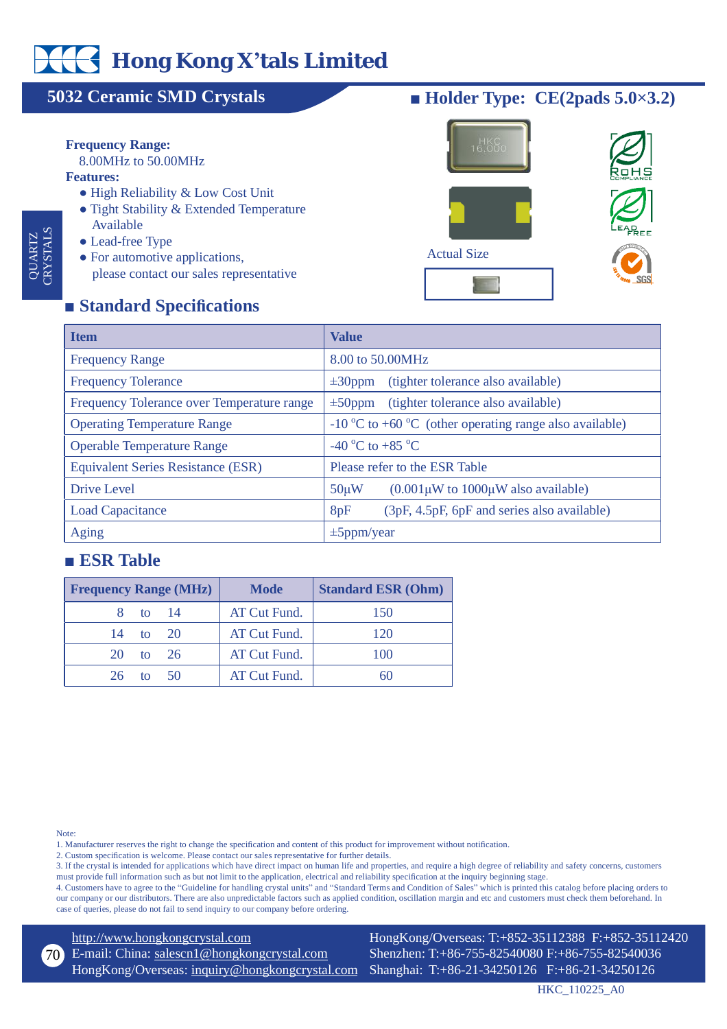# Hong Kong X'tals Limited

## 5032 Ceramic SMD Crystals

■ **Holder Type: CE(2pads 5.0×3.2)**

QUARTZ CRYSTALS

**Frequency Range:**
8.00MHz to 50.00MHz

**Features:**
- High Reliability & Low Cost Unit
- Tight Stability & Extended Temperature Available
- Lead-free Type
- For automotive applications, please contact our sales representative

Actual Size

## ■ Standard Specifications

| Item | Value |
|---|---|
| Frequency Range | 8.00 to 50.00MHz |
| Frequency Tolerance | ±30ppm (tighter tolerance also available) |
| Frequency Tolerance over Temperature range | ±50ppm (tighter tolerance also available) |
| Operating Temperature Range | -10 °C to +60 °C (other operating range also available) |
| Operable Temperature Range | -40 °C to +85 °C |
| Equivalent Series Resistance (ESR) | Please refer to the ESR Table |
| Drive Level | 50μW (0.001μW to 1000μW also available) |
| Load Capacitance | 8pF (3pF, 4.5pF, 6pF and series also available) |
| Aging | ±5ppm/year |

## ■ ESR Table

| Frequency Range (MHz) | Mode | Standard ESR (Ohm) |
|---|---|---|
| 8 to 14 | AT Cut Fund. | 150 |
| 14 to 20 | AT Cut Fund. | 120 |
| 20 to 26 | AT Cut Fund. | 100 |
| 26 to 50 | AT Cut Fund. | 60 |

Note:
1. Manufacturer reserves the right to change the specification and content of this product for improvement without notification.
2. Custom specification is welcome. Please contact our sales representative for further details.
3. If the crystal is intended for applications which have direct impact on human life and properties, and require a high degree of reliability and safety concerns, customers must provide full information such as but not limit to the application, electrical and reliability specification at the inquiry beginning stage.
4. Customers have to agree to the "Guideline for handling crystal units" and "Standard Terms and Condition of Sales" which is printed this catalog before placing orders to our company or our distributors. There are also unpredictable factors such as applied condition, oscillation margin and etc and customers must check them beforehand. In case of queries, please do not fail to send inquiry to our company before ordering.

http://www.hongkongcrystal.com
E-mail: China: salescn1@hongkongcrystal.com
HongKong/Overseas: inquiry@hongkongcrystal.com

HongKong/Overseas: T:+852-35112388 F:+852-35112420
Shenzhen: T:+86-755-82540080 F:+86-755-82540036
Shanghai: T:+86-21-34250126 F:+86-21-34250126

HKC_110225_A0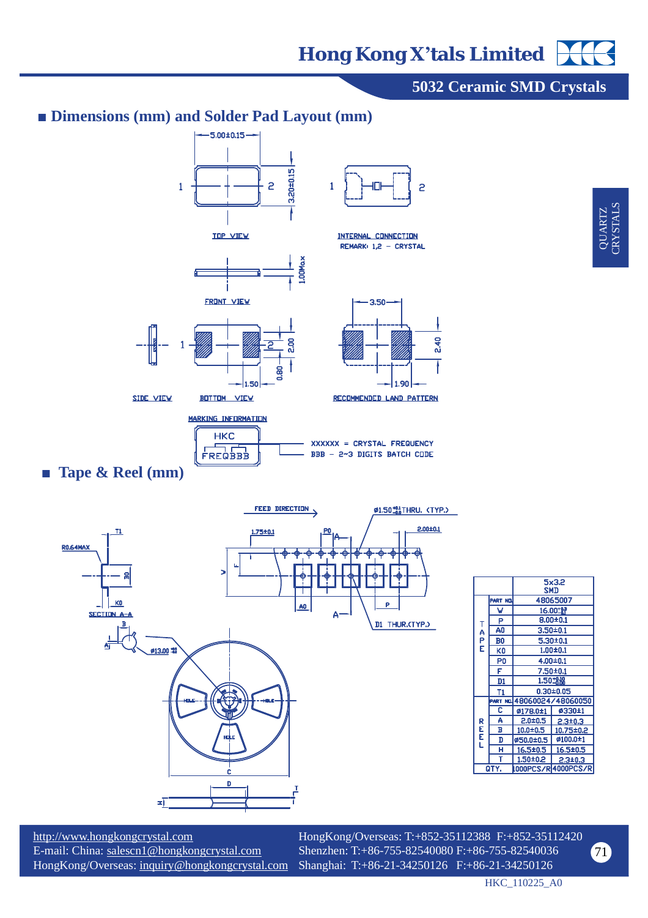## ■ Dimensions (mm) and Solder Pad Layout (mm)

5.00±0.15

3.20±0.15

TOP VIEW

INTERNAL CONNECTION

REMARK: 1,2 – CRYSTAL

FRONT VIEW

1.00Max

SIDE VIEW

BOTTOM VIEW

1.50

0.80

2.00

3.50

2.40

1.90

RECOMMENDED LAND PATTERN

MARKING INFORMATION

HKC
FREQBBB

XXXXXX = CRYSTAL FREQUENCY

BBB – 2~3 DIGITS BATCH CODE

## ■ Tape & Reel (mm)

FEED DIRECTION

Ø1.50 THRU. (TYP.)

D1 THUR.(TYP.)

SECTION A-A

|  |  | 5x3.2 SMD | |
|---|---|---|---|
| TAPE | PART NO. | 48065007 | |
|  | W | 16.00 | |
|  | P | 8.00±0.1 | |
|  | A0 | 3.50±0.1 | |
|  | B0 | 5.30±0.1 | |
|  | K0 | 1.00±0.1 | |
|  | P0 | 4.00±0.1 | |
|  | F | 7.50±0.1 | |
|  | D1 | 1.50 | |
|  | T1 | 0.30±0.05 | |
| REEL | PART NO. | 48060024/48060050 | |
|  | C | ø178.0±1 | ø330±1 |
|  | A | 2.0±0.5 | 2.3±0.3 |
|  | B | 10.0±0.5 | 10.75±0.2 |
|  | D | ø50.0±0.5 | ø100.0±1 |
|  | H | 16.5±0.5 | 16.5±0.5 |
|  | T | 1.50±0.2 | 2.3±0.3 |
| QTY. |  | 1000PCS/R | 4000PCS/R |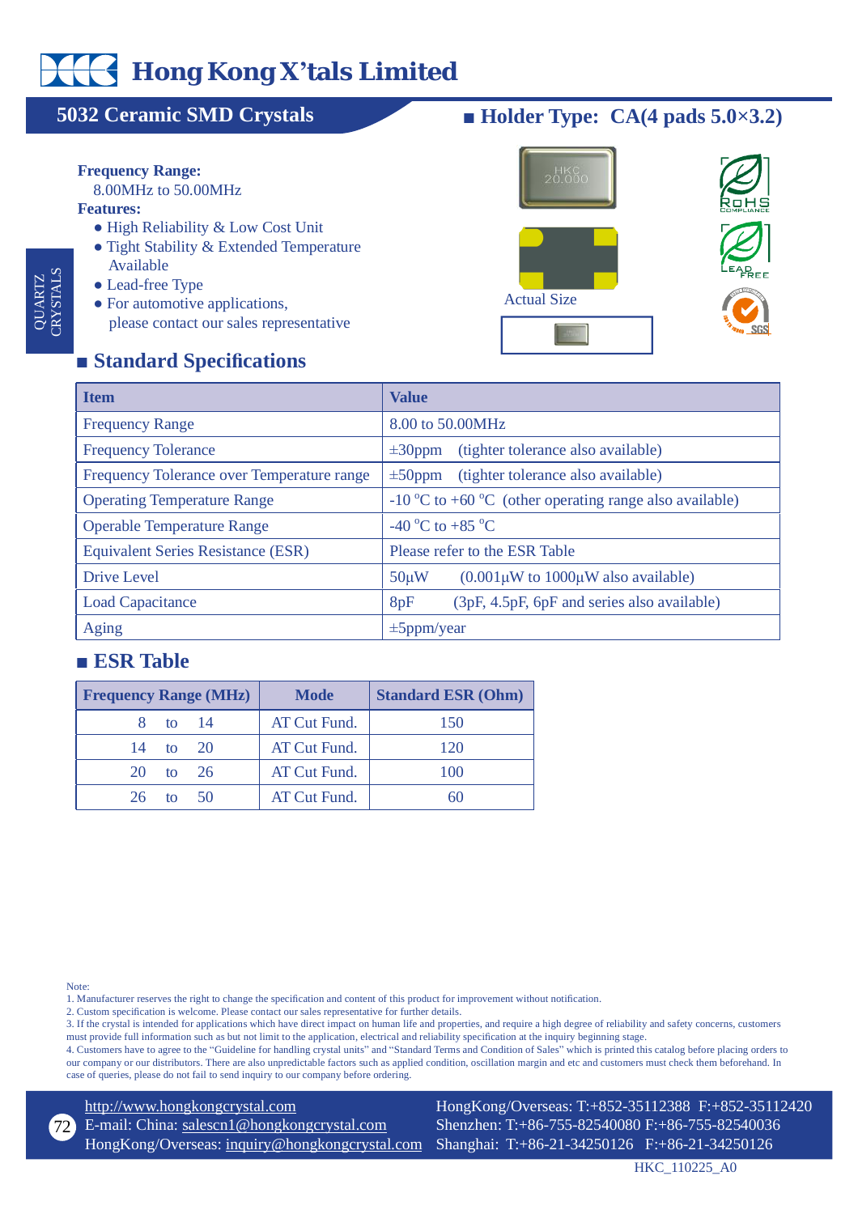# Hong Kong X'tals Limited

## 5032 Ceramic SMD Crystals

## ■ Holder Type: CA(4 pads 5.0×3.2)

QUARTZ CRYSTALS

**Frequency Range:**
8.00MHz to 50.00MHz

**Features:**
- High Reliability & Low Cost Unit
- Tight Stability & Extended Temperature Available
- Lead-free Type
- For automotive applications, please contact our sales representative

Actual Size

## ■ Standard Specifications

| Item | Value |
|---|---|
| Frequency Range | 8.00 to 50.00MHz |
| Frequency Tolerance | ±30ppm (tighter tolerance also available) |
| Frequency Tolerance over Temperature range | ±50ppm (tighter tolerance also available) |
| Operating Temperature Range | -10 °C to +60 °C (other operating range also available) |
| Operable Temperature Range | -40 °C to +85 °C |
| Equivalent Series Resistance (ESR) | Please refer to the ESR Table |
| Drive Level | 50µW (0.001µW to 1000µW also available) |
| Load Capacitance | 8pF (3pF, 4.5pF, 6pF and series also available) |
| Aging | ±5ppm/year |

## ■ ESR Table

| Frequency Range (MHz) | Mode | Standard ESR (Ohm) |
|---|---|---|
| 8 to 14 | AT Cut Fund. | 150 |
| 14 to 20 | AT Cut Fund. | 120 |
| 20 to 26 | AT Cut Fund. | 100 |
| 26 to 50 | AT Cut Fund. | 60 |

Note:
1. Manufacturer reserves the right to change the specification and content of this product for improvement without notification.
2. Custom specification is welcome. Please contact our sales representative for further details.
3. If the crystal is intended for applications which have direct impact on human life and properties, and require a high degree of reliability and safety concerns, customers must provide full information such as but not limit to the application, electrical and reliability specification at the inquiry beginning stage.
4. Customers have to agree to the "Guideline for handling crystal units" and "Standard Terms and Condition of Sales" which is printed this catalog before placing orders to our company or our distributors. There are also unpredictable factors such as applied condition, oscillation margin and etc and customers must check them beforehand. In case of queries, please do not fail to send inquiry to our company before ordering.

http://www.hongkongcrystal.com
E-mail: China: salescn1@hongkongcrystal.com
HongKong/Overseas: inquiry@hongkongcrystal.com

HongKong/Overseas: T:+852-35112388 F:+852-35112420
Shenzhen: T:+86-755-82540080 F:+86-755-82540036
Shanghai: T:+86-21-34250126 F:+86-21-34250126

HKC_110225_A0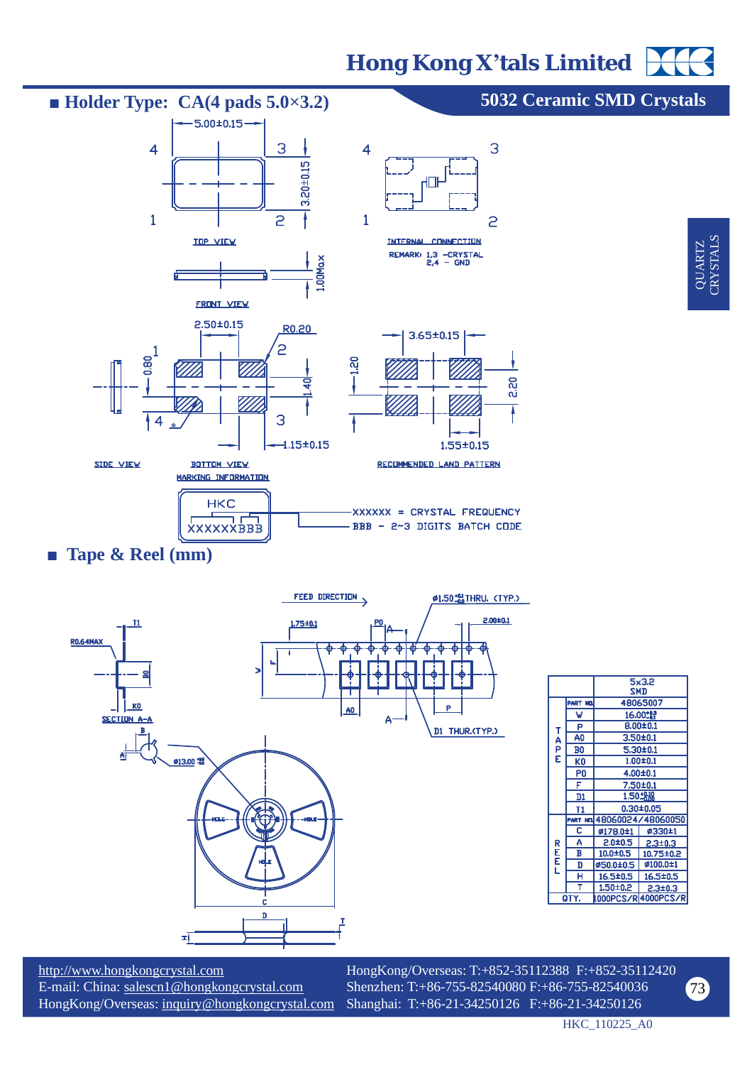# Hong Kong X'tals Limited

## ■ Holder Type: CA(4 pads 5.0×3.2)

## 5032 Ceramic SMD Crystals

QUARTZ CRYSTALS

5.00±0.15

3.20±0.15

TOP VIEW

INTERNAL CONNECTION

REMARK: 1,3 –CRYSTAL
2,4 – GND

1.00Max

FRONT VIEW

2.50±0.15

R0.20

3.65±0.15

0.80

1.40

1.20

2.20

1.15±0.15

1.55±0.15

SIDE VIEW

BOTTOM VIEW

RECOMMENDED LAND PATTERN

MARKING INFORMATION

HKC
XXXXXXBBB

XXXXXX = CRYSTAL FREQUENCY
BBB – 2~3 DIGITS BATCH CODE

## ■ Tape & Reel (mm)

FEED DIRECTION

ø1.50 $^{+0.1}_{-0.0}$ THRU. (TYP.)

1.75±0.1

P0

2.00±0.1

R0.64MAX

T1

B0

K0

SECTION A-A

A0

P

D1 THUR.(TYP.)

ø13.00 $^{+0.5}_{-0.2}$

| | | 5×3.2 SMD | |
|---|---|---|---|
| | PART NO. | 48065007 | |
| TAPE | W | 16.00 $^{+0.3}_{-0.1}$ | |
| | P | 8.00±0.1 | |
| | A0 | 3.50±0.1 | |
| | B0 | 5.30±0.1 | |
| | K0 | 1.00±0.1 | |
| | P0 | 4.00±0.1 | |
| | F | 7.50±0.1 | |
| | D1 | 1.50 $^{+0.10}_{-0.00}$ | |
| | T1 | 0.30±0.05 | |
| REEL | PART NO. | 48060024/48060050 | |
| | C | ø178.0±1 | ø330±1 |
| | A | 2.0±0.5 | 2.3±0.3 |
| | B | 10.0±0.5 | 10.75±0.2 |
| | D | ø50.0±0.5 | ø100.0±1 |
| | H | 16.5±0.5 | 16.5±0.5 |
| | T | 1.50±0.2 | 2.3±0.3 |
| QTY. | | 1000PCS/R | 4000PCS/R |

http://www.hongkongcrystal.com
E-mail: China: salescn1@hongkongcrystal.com
HongKong/Overseas: inquiry@hongkongcrystal.com

HongKong/Overseas: T:+852-35112388 F:+852-35112420
Shenzhen: T:+86-755-82540080 F:+86-755-82540036
Shanghai: T:+86-21-34250126 F:+86-21-34250126

HKC_110225_A0